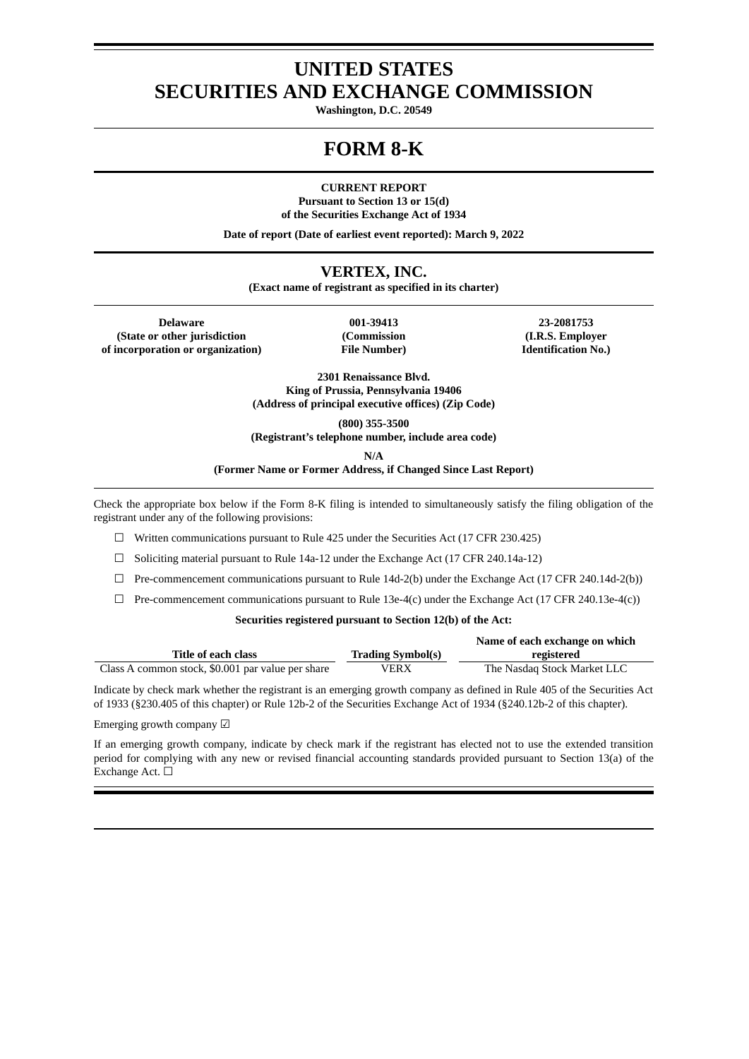# UNITED STATES
# SECURITIES AND EXCHANGE COMMISSION

**Washington, D.C. 20549**

# FORM 8-K

**CURRENT REPORT**
**Pursuant to Section 13 or 15(d)**
**of the Securities Exchange Act of 1934**

**Date of report (Date of earliest event reported): March 9, 2022**

## VERTEX, INC.

**(Exact name of registrant as specified in its charter)**

| Delaware | 001-39413 | 23-2081753 |
|---|---|---|
| (State or other jurisdiction of incorporation or organization) | (Commission File Number) | (I.R.S. Employer Identification No.) |

**2301 Renaissance Blvd.**
**King of Prussia, Pennsylvania 19406**
**(Address of principal executive offices) (Zip Code)**

**(800) 355-3500**
**(Registrant's telephone number, include area code)**

**N/A**
**(Former Name or Former Address, if Changed Since Last Report)**

Check the appropriate box below if the Form 8-K filing is intended to simultaneously satisfy the filing obligation of the registrant under any of the following provisions:

☐ Written communications pursuant to Rule 425 under the Securities Act (17 CFR 230.425)

☐ Soliciting material pursuant to Rule 14a-12 under the Exchange Act (17 CFR 240.14a-12)

☐ Pre-commencement communications pursuant to Rule 14d-2(b) under the Exchange Act (17 CFR 240.14d-2(b))

☐ Pre-commencement communications pursuant to Rule 13e-4(c) under the Exchange Act (17 CFR 240.13e-4(c))

**Securities registered pursuant to Section 12(b) of the Act:**

| Title of each class | Trading Symbol(s) | Name of each exchange on which registered |
|---|---|---|
| Class A common stock, $0.001 par value per share | VERX | The Nasdaq Stock Market LLC |

Indicate by check mark whether the registrant is an emerging growth company as defined in Rule 405 of the Securities Act of 1933 (§230.405 of this chapter) or Rule 12b-2 of the Securities Exchange Act of 1934 (§240.12b-2 of this chapter).

Emerging growth company ☑

If an emerging growth company, indicate by check mark if the registrant has elected not to use the extended transition period for complying with any new or revised financial accounting standards provided pursuant to Section 13(a) of the Exchange Act. ☐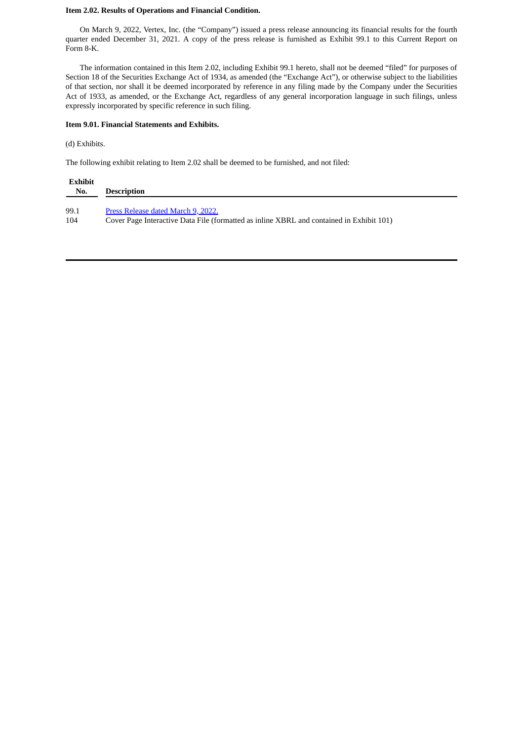**Item 2.02. Results of Operations and Financial Condition.**

On March 9, 2022, Vertex, Inc. (the "Company") issued a press release announcing its financial results for the fourth quarter ended December 31, 2021. A copy of the press release is furnished as Exhibit 99.1 to this Current Report on Form 8-K.

The information contained in this Item 2.02, including Exhibit 99.1 hereto, shall not be deemed "filed" for purposes of Section 18 of the Securities Exchange Act of 1934, as amended (the "Exchange Act"), or otherwise subject to the liabilities of that section, nor shall it be deemed incorporated by reference in any filing made by the Company under the Securities Act of 1933, as amended, or the Exchange Act, regardless of any general incorporation language in such filings, unless expressly incorporated by specific reference in such filing.

**Item 9.01. Financial Statements and Exhibits.**

(d) Exhibits.

The following exhibit relating to Item 2.02 shall be deemed to be furnished, and not filed:

| Exhibit No. | Description |
|---|---|
| 99.1 | Press Release dated March 9, 2022. |
| 104 | Cover Page Interactive Data File (formatted as inline XBRL and contained in Exhibit 101) |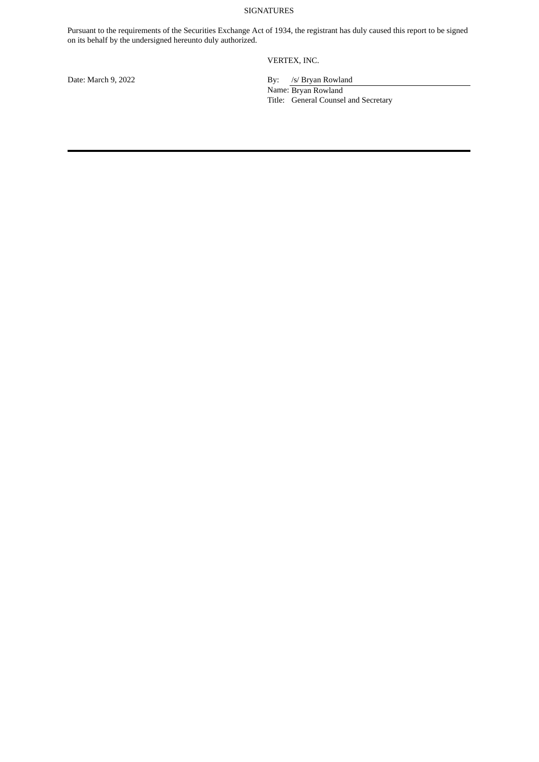SIGNATURES

Pursuant to the requirements of the Securities Exchange Act of 1934, the registrant has duly caused this report to be signed on its behalf by the undersigned hereunto duly authorized.

VERTEX, INC.

Date: March 9, 2022

By: /s/ Bryan Rowland

Name: Bryan Rowland

Title: General Counsel and Secretary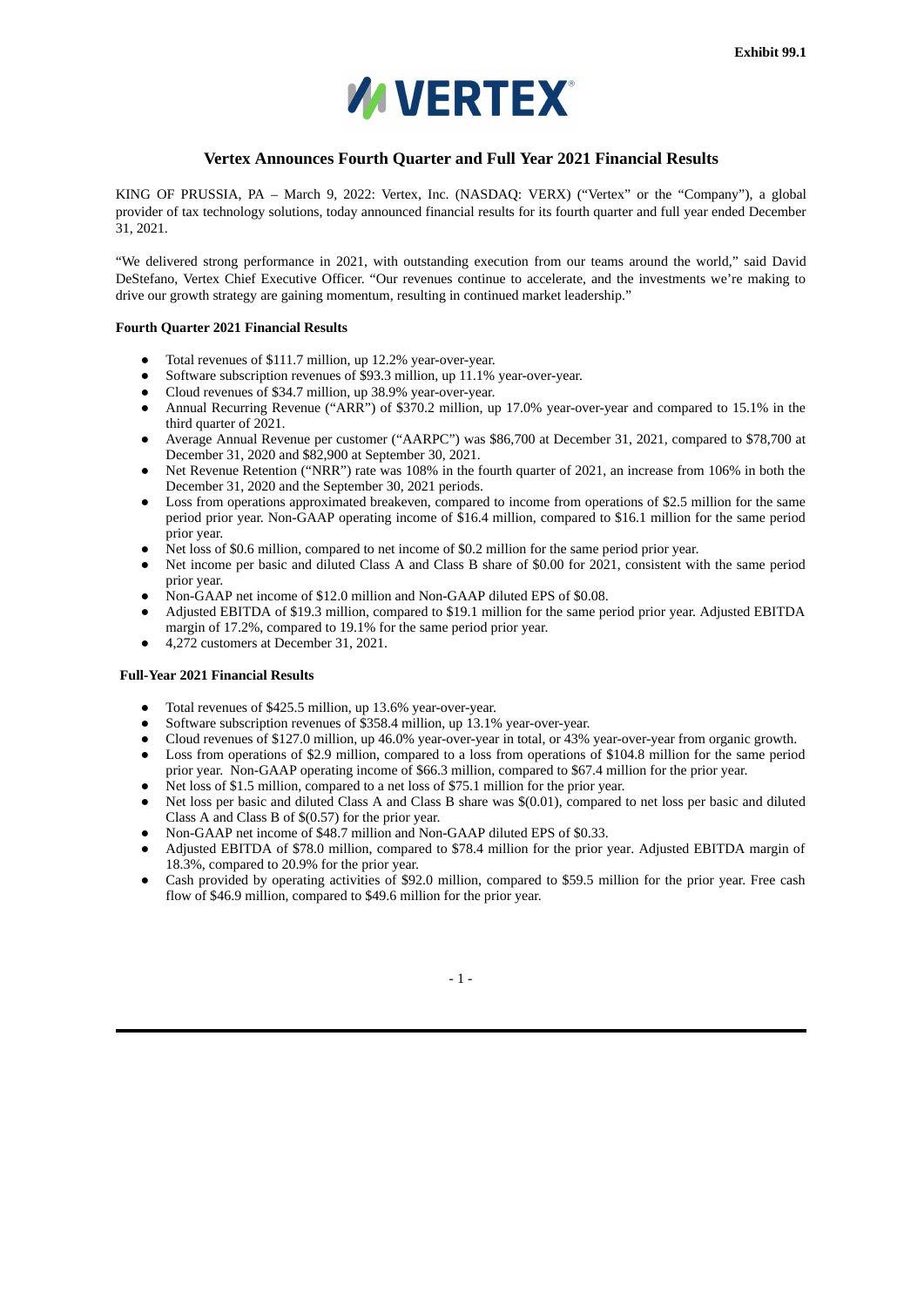Exhibit 99.1

# VERTEX

## Vertex Announces Fourth Quarter and Full Year 2021 Financial Results

KING OF PRUSSIA, PA – March 9, 2022: Vertex, Inc. (NASDAQ: VERX) ("Vertex" or the "Company"), a global provider of tax technology solutions, today announced financial results for its fourth quarter and full year ended December 31, 2021.

"We delivered strong performance in 2021, with outstanding execution from our teams around the world," said David DeStefano, Vertex Chief Executive Officer. "Our revenues continue to accelerate, and the investments we're making to drive our growth strategy are gaining momentum, resulting in continued market leadership."

**Fourth Quarter 2021 Financial Results**

- Total revenues of $111.7 million, up 12.2% year-over-year.
- Software subscription revenues of $93.3 million, up 11.1% year-over-year.
- Cloud revenues of $34.7 million, up 38.9% year-over-year.
- Annual Recurring Revenue ("ARR") of $370.2 million, up 17.0% year-over-year and compared to 15.1% in the third quarter of 2021.
- Average Annual Revenue per customer ("AARPC") was $86,700 at December 31, 2021, compared to $78,700 at December 31, 2020 and $82,900 at September 30, 2021.
- Net Revenue Retention ("NRR") rate was 108% in the fourth quarter of 2021, an increase from 106% in both the December 31, 2020 and the September 30, 2021 periods.
- Loss from operations approximated breakeven, compared to income from operations of $2.5 million for the same period prior year. Non-GAAP operating income of $16.4 million, compared to $16.1 million for the same period prior year.
- Net loss of $0.6 million, compared to net income of $0.2 million for the same period prior year.
- Net income per basic and diluted Class A and Class B share of $0.00 for 2021, consistent with the same period prior year.
- Non-GAAP net income of $12.0 million and Non-GAAP diluted EPS of $0.08.
- Adjusted EBITDA of $19.3 million, compared to $19.1 million for the same period prior year. Adjusted EBITDA margin of 17.2%, compared to 19.1% for the same period prior year.
- 4,272 customers at December 31, 2021.

**Full-Year 2021 Financial Results**

- Total revenues of $425.5 million, up 13.6% year-over-year.
- Software subscription revenues of $358.4 million, up 13.1% year-over-year.
- Cloud revenues of $127.0 million, up 46.0% year-over-year in total, or 43% year-over-year from organic growth.
- Loss from operations of $2.9 million, compared to a loss from operations of $104.8 million for the same period prior year. Non-GAAP operating income of $66.3 million, compared to $67.4 million for the prior year.
- Net loss of $1.5 million, compared to a net loss of $75.1 million for the prior year.
- Net loss per basic and diluted Class A and Class B share was $(0.01), compared to net loss per basic and diluted Class A and Class B of $(0.57) for the prior year.
- Non-GAAP net income of $48.7 million and Non-GAAP diluted EPS of $0.33.
- Adjusted EBITDA of $78.0 million, compared to $78.4 million for the prior year. Adjusted EBITDA margin of 18.3%, compared to 20.9% for the prior year.
- Cash provided by operating activities of $92.0 million, compared to $59.5 million for the prior year. Free cash flow of $46.9 million, compared to $49.6 million for the prior year.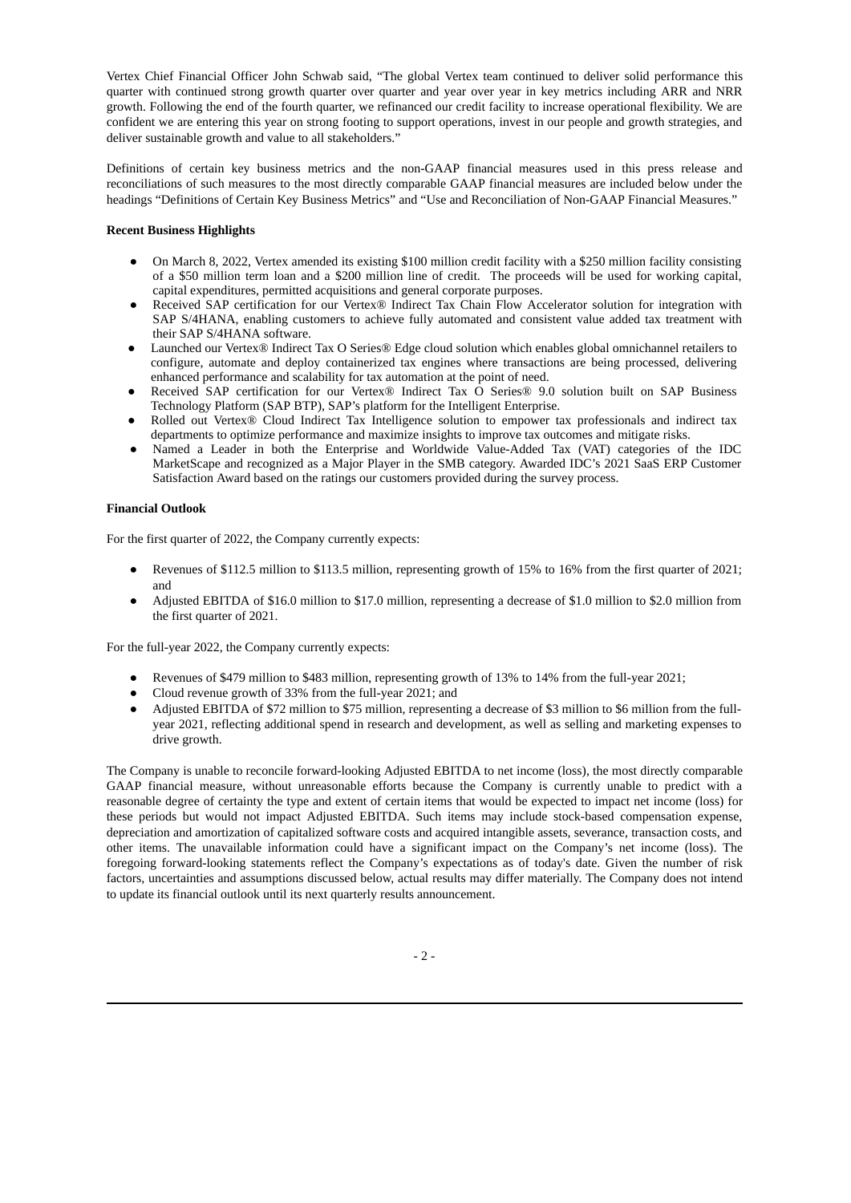Vertex Chief Financial Officer John Schwab said, "The global Vertex team continued to deliver solid performance this quarter with continued strong growth quarter over quarter and year over year in key metrics including ARR and NRR growth. Following the end of the fourth quarter, we refinanced our credit facility to increase operational flexibility. We are confident we are entering this year on strong footing to support operations, invest in our people and growth strategies, and deliver sustainable growth and value to all stakeholders."

Definitions of certain key business metrics and the non-GAAP financial measures used in this press release and reconciliations of such measures to the most directly comparable GAAP financial measures are included below under the headings "Definitions of Certain Key Business Metrics" and "Use and Reconciliation of Non-GAAP Financial Measures."

**Recent Business Highlights**

- On March 8, 2022, Vertex amended its existing $100 million credit facility with a $250 million facility consisting of a $50 million term loan and a $200 million line of credit. The proceeds will be used for working capital, capital expenditures, permitted acquisitions and general corporate purposes.
- Received SAP certification for our Vertex® Indirect Tax Chain Flow Accelerator solution for integration with SAP S/4HANA, enabling customers to achieve fully automated and consistent value added tax treatment with their SAP S/4HANA software.
- Launched our Vertex® Indirect Tax O Series® Edge cloud solution which enables global omnichannel retailers to configure, automate and deploy containerized tax engines where transactions are being processed, delivering enhanced performance and scalability for tax automation at the point of need.
- Received SAP certification for our Vertex® Indirect Tax O Series® 9.0 solution built on SAP Business Technology Platform (SAP BTP), SAP's platform for the Intelligent Enterprise.
- Rolled out Vertex® Cloud Indirect Tax Intelligence solution to empower tax professionals and indirect tax departments to optimize performance and maximize insights to improve tax outcomes and mitigate risks.
- Named a Leader in both the Enterprise and Worldwide Value-Added Tax (VAT) categories of the IDC MarketScape and recognized as a Major Player in the SMB category. Awarded IDC's 2021 SaaS ERP Customer Satisfaction Award based on the ratings our customers provided during the survey process.

**Financial Outlook**

For the first quarter of 2022, the Company currently expects:

- Revenues of $112.5 million to $113.5 million, representing growth of 15% to 16% from the first quarter of 2021; and
- Adjusted EBITDA of $16.0 million to $17.0 million, representing a decrease of $1.0 million to $2.0 million from the first quarter of 2021.

For the full-year 2022, the Company currently expects:

- Revenues of $479 million to $483 million, representing growth of 13% to 14% from the full-year 2021;
- Cloud revenue growth of 33% from the full-year 2021; and
- Adjusted EBITDA of $72 million to $75 million, representing a decrease of $3 million to $6 million from the full-year 2021, reflecting additional spend in research and development, as well as selling and marketing expenses to drive growth.

The Company is unable to reconcile forward-looking Adjusted EBITDA to net income (loss), the most directly comparable GAAP financial measure, without unreasonable efforts because the Company is currently unable to predict with a reasonable degree of certainty the type and extent of certain items that would be expected to impact net income (loss) for these periods but would not impact Adjusted EBITDA. Such items may include stock-based compensation expense, depreciation and amortization of capitalized software costs and acquired intangible assets, severance, transaction costs, and other items. The unavailable information could have a significant impact on the Company's net income (loss). The foregoing forward-looking statements reflect the Company's expectations as of today's date. Given the number of risk factors, uncertainties and assumptions discussed below, actual results may differ materially. The Company does not intend to update its financial outlook until its next quarterly results announcement.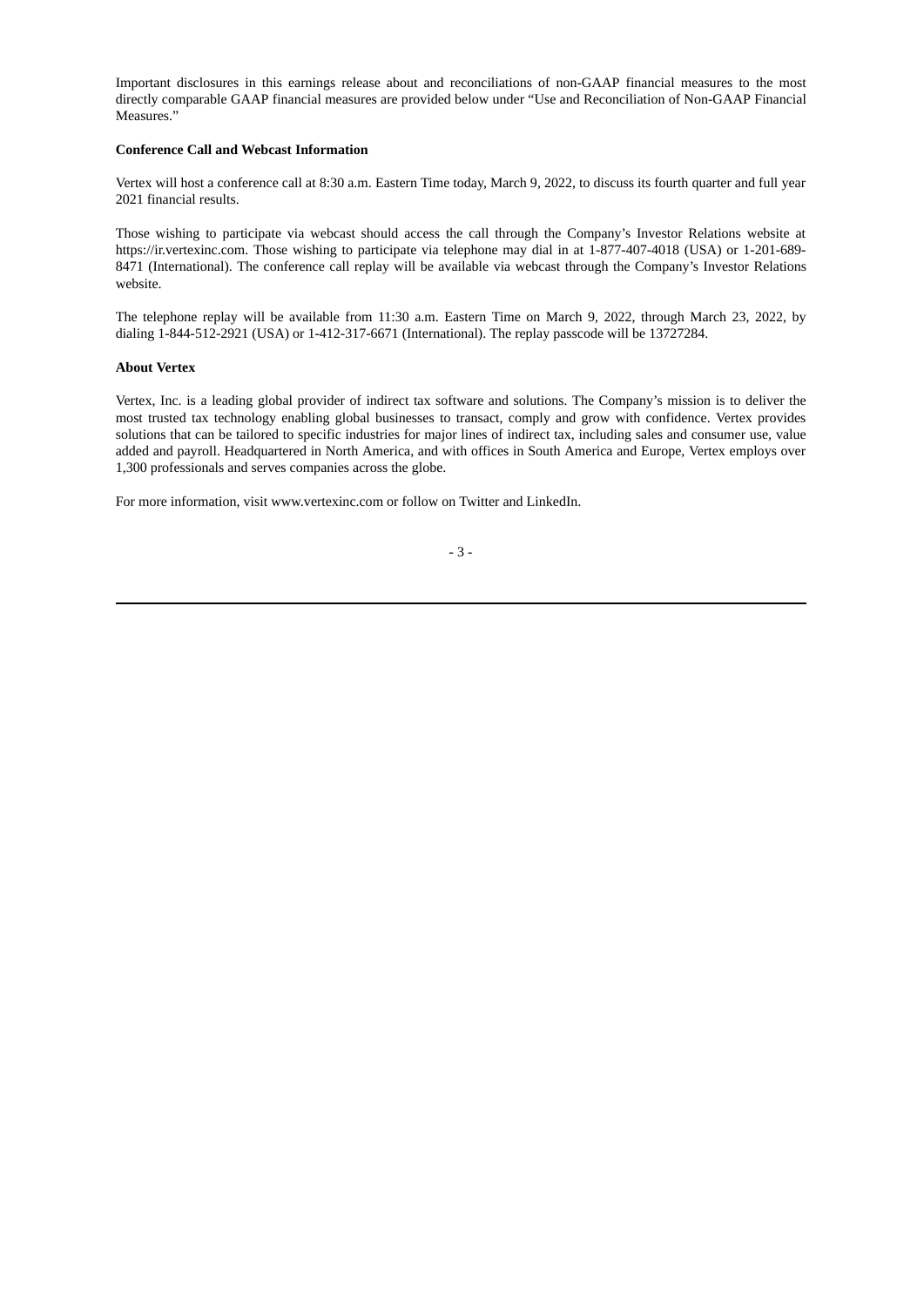Important disclosures in this earnings release about and reconciliations of non-GAAP financial measures to the most directly comparable GAAP financial measures are provided below under "Use and Reconciliation of Non-GAAP Financial Measures."

**Conference Call and Webcast Information**

Vertex will host a conference call at 8:30 a.m. Eastern Time today, March 9, 2022, to discuss its fourth quarter and full year 2021 financial results.

Those wishing to participate via webcast should access the call through the Company's Investor Relations website at https://ir.vertexinc.com. Those wishing to participate via telephone may dial in at 1-877-407-4018 (USA) or 1-201-689-8471 (International). The conference call replay will be available via webcast through the Company's Investor Relations website.

The telephone replay will be available from 11:30 a.m. Eastern Time on March 9, 2022, through March 23, 2022, by dialing 1-844-512-2921 (USA) or 1-412-317-6671 (International). The replay passcode will be 13727284.

**About Vertex**

Vertex, Inc. is a leading global provider of indirect tax software and solutions. The Company's mission is to deliver the most trusted tax technology enabling global businesses to transact, comply and grow with confidence. Vertex provides solutions that can be tailored to specific industries for major lines of indirect tax, including sales and consumer use, value added and payroll. Headquartered in North America, and with offices in South America and Europe, Vertex employs over 1,300 professionals and serves companies across the globe.

For more information, visit www.vertexinc.com or follow on Twitter and LinkedIn.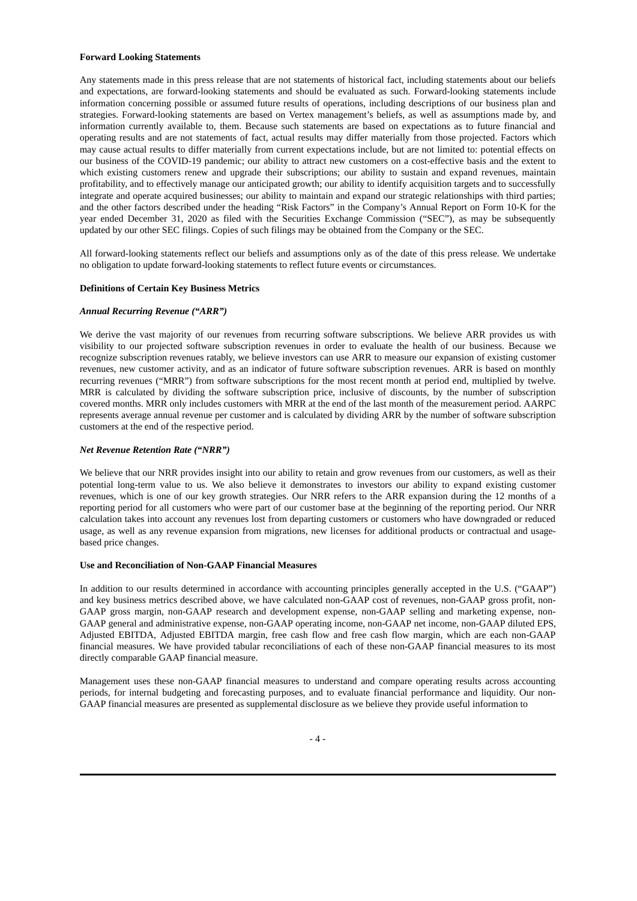**Forward Looking Statements**

Any statements made in this press release that are not statements of historical fact, including statements about our beliefs and expectations, are forward-looking statements and should be evaluated as such. Forward-looking statements include information concerning possible or assumed future results of operations, including descriptions of our business plan and strategies. Forward-looking statements are based on Vertex management's beliefs, as well as assumptions made by, and information currently available to, them. Because such statements are based on expectations as to future financial and operating results and are not statements of fact, actual results may differ materially from those projected. Factors which may cause actual results to differ materially from current expectations include, but are not limited to: potential effects on our business of the COVID-19 pandemic; our ability to attract new customers on a cost-effective basis and the extent to which existing customers renew and upgrade their subscriptions; our ability to sustain and expand revenues, maintain profitability, and to effectively manage our anticipated growth; our ability to identify acquisition targets and to successfully integrate and operate acquired businesses; our ability to maintain and expand our strategic relationships with third parties; and the other factors described under the heading "Risk Factors" in the Company's Annual Report on Form 10-K for the year ended December 31, 2020 as filed with the Securities Exchange Commission ("SEC"), as may be subsequently updated by our other SEC filings. Copies of such filings may be obtained from the Company or the SEC.

All forward-looking statements reflect our beliefs and assumptions only as of the date of this press release. We undertake no obligation to update forward-looking statements to reflect future events or circumstances.

**Definitions of Certain Key Business Metrics**

***Annual Recurring Revenue ("ARR")***

We derive the vast majority of our revenues from recurring software subscriptions. We believe ARR provides us with visibility to our projected software subscription revenues in order to evaluate the health of our business. Because we recognize subscription revenues ratably, we believe investors can use ARR to measure our expansion of existing customer revenues, new customer activity, and as an indicator of future software subscription revenues. ARR is based on monthly recurring revenues ("MRR") from software subscriptions for the most recent month at period end, multiplied by twelve. MRR is calculated by dividing the software subscription price, inclusive of discounts, by the number of subscription covered months. MRR only includes customers with MRR at the end of the last month of the measurement period. AARPC represents average annual revenue per customer and is calculated by dividing ARR by the number of software subscription customers at the end of the respective period.

***Net Revenue Retention Rate ("NRR")***

We believe that our NRR provides insight into our ability to retain and grow revenues from our customers, as well as their potential long-term value to us. We also believe it demonstrates to investors our ability to expand existing customer revenues, which is one of our key growth strategies. Our NRR refers to the ARR expansion during the 12 months of a reporting period for all customers who were part of our customer base at the beginning of the reporting period. Our NRR calculation takes into account any revenues lost from departing customers or customers who have downgraded or reduced usage, as well as any revenue expansion from migrations, new licenses for additional products or contractual and usage-based price changes.

**Use and Reconciliation of Non-GAAP Financial Measures**

In addition to our results determined in accordance with accounting principles generally accepted in the U.S. ("GAAP") and key business metrics described above, we have calculated non-GAAP cost of revenues, non-GAAP gross profit, non-GAAP gross margin, non-GAAP research and development expense, non-GAAP selling and marketing expense, non-GAAP general and administrative expense, non-GAAP operating income, non-GAAP net income, non-GAAP diluted EPS, Adjusted EBITDA, Adjusted EBITDA margin, free cash flow and free cash flow margin, which are each non-GAAP financial measures. We have provided tabular reconciliations of each of these non-GAAP financial measures to its most directly comparable GAAP financial measure.

Management uses these non-GAAP financial measures to understand and compare operating results across accounting periods, for internal budgeting and forecasting purposes, and to evaluate financial performance and liquidity. Our non-GAAP financial measures are presented as supplemental disclosure as we believe they provide useful information to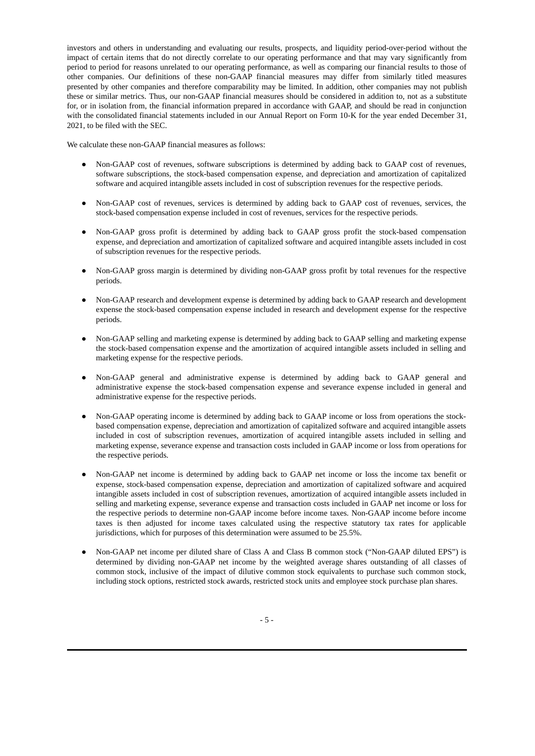investors and others in understanding and evaluating our results, prospects, and liquidity period-over-period without the impact of certain items that do not directly correlate to our operating performance and that may vary significantly from period to period for reasons unrelated to our operating performance, as well as comparing our financial results to those of other companies. Our definitions of these non-GAAP financial measures may differ from similarly titled measures presented by other companies and therefore comparability may be limited. In addition, other companies may not publish these or similar metrics. Thus, our non-GAAP financial measures should be considered in addition to, not as a substitute for, or in isolation from, the financial information prepared in accordance with GAAP, and should be read in conjunction with the consolidated financial statements included in our Annual Report on Form 10-K for the year ended December 31, 2021, to be filed with the SEC.

We calculate these non-GAAP financial measures as follows:

- Non-GAAP cost of revenues, software subscriptions is determined by adding back to GAAP cost of revenues, software subscriptions, the stock-based compensation expense, and depreciation and amortization of capitalized software and acquired intangible assets included in cost of subscription revenues for the respective periods.
- Non-GAAP cost of revenues, services is determined by adding back to GAAP cost of revenues, services, the stock-based compensation expense included in cost of revenues, services for the respective periods.
- Non-GAAP gross profit is determined by adding back to GAAP gross profit the stock-based compensation expense, and depreciation and amortization of capitalized software and acquired intangible assets included in cost of subscription revenues for the respective periods.
- Non-GAAP gross margin is determined by dividing non-GAAP gross profit by total revenues for the respective periods.
- Non-GAAP research and development expense is determined by adding back to GAAP research and development expense the stock-based compensation expense included in research and development expense for the respective periods.
- Non-GAAP selling and marketing expense is determined by adding back to GAAP selling and marketing expense the stock-based compensation expense and the amortization of acquired intangible assets included in selling and marketing expense for the respective periods.
- Non-GAAP general and administrative expense is determined by adding back to GAAP general and administrative expense the stock-based compensation expense and severance expense included in general and administrative expense for the respective periods.
- Non-GAAP operating income is determined by adding back to GAAP income or loss from operations the stock-based compensation expense, depreciation and amortization of capitalized software and acquired intangible assets included in cost of subscription revenues, amortization of acquired intangible assets included in selling and marketing expense, severance expense and transaction costs included in GAAP income or loss from operations for the respective periods.
- Non-GAAP net income is determined by adding back to GAAP net income or loss the income tax benefit or expense, stock-based compensation expense, depreciation and amortization of capitalized software and acquired intangible assets included in cost of subscription revenues, amortization of acquired intangible assets included in selling and marketing expense, severance expense and transaction costs included in GAAP net income or loss for the respective periods to determine non-GAAP income before income taxes. Non-GAAP income before income taxes is then adjusted for income taxes calculated using the respective statutory tax rates for applicable jurisdictions, which for purposes of this determination were assumed to be 25.5%.
- Non-GAAP net income per diluted share of Class A and Class B common stock ("Non-GAAP diluted EPS") is determined by dividing non-GAAP net income by the weighted average shares outstanding of all classes of common stock, inclusive of the impact of dilutive common stock equivalents to purchase such common stock, including stock options, restricted stock awards, restricted stock units and employee stock purchase plan shares.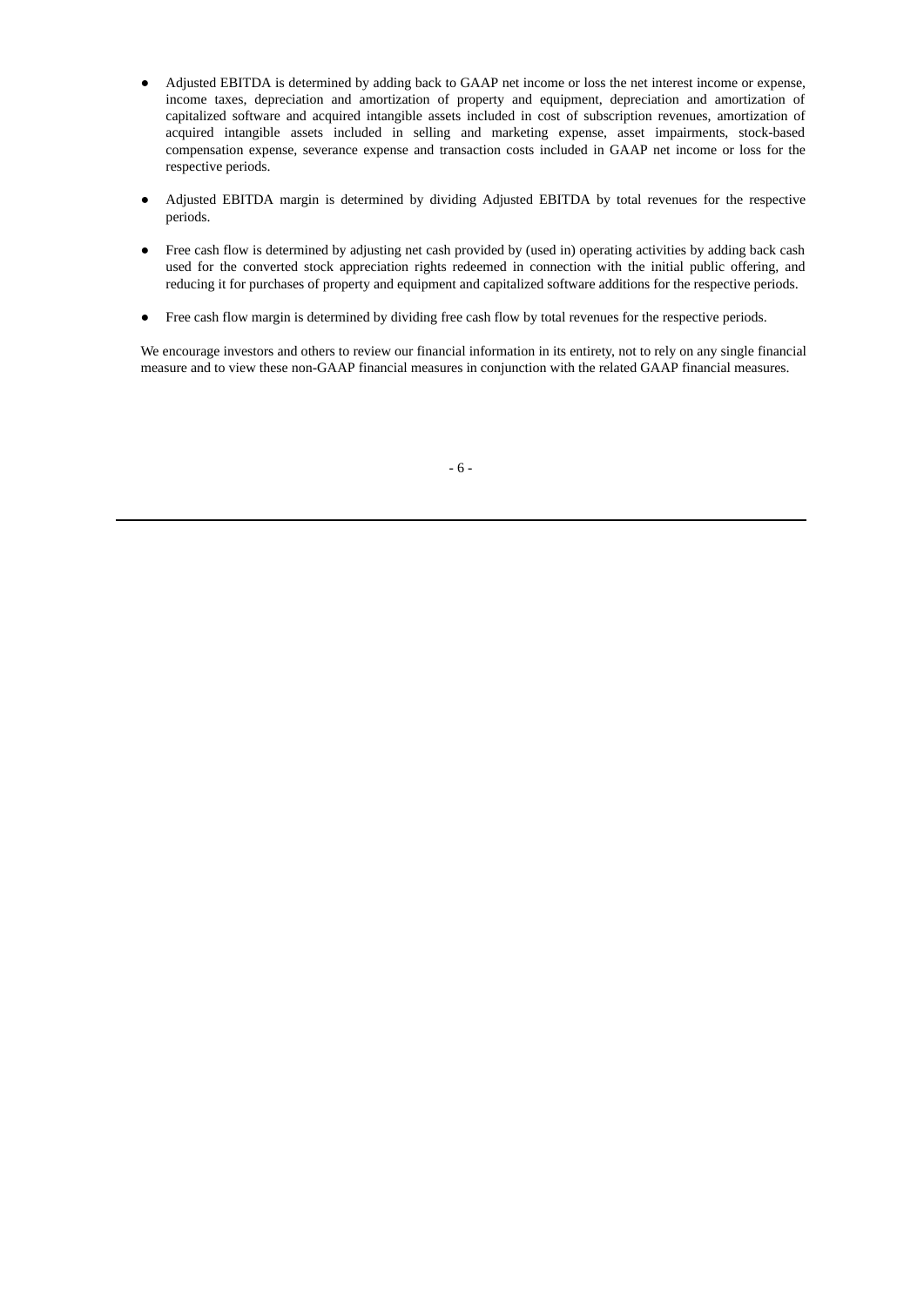- Adjusted EBITDA is determined by adding back to GAAP net income or loss the net interest income or expense, income taxes, depreciation and amortization of property and equipment, depreciation and amortization of capitalized software and acquired intangible assets included in cost of subscription revenues, amortization of acquired intangible assets included in selling and marketing expense, asset impairments, stock-based compensation expense, severance expense and transaction costs included in GAAP net income or loss for the respective periods.

- Adjusted EBITDA margin is determined by dividing Adjusted EBITDA by total revenues for the respective periods.

- Free cash flow is determined by adjusting net cash provided by (used in) operating activities by adding back cash used for the converted stock appreciation rights redeemed in connection with the initial public offering, and reducing it for purchases of property and equipment and capitalized software additions for the respective periods.

- Free cash flow margin is determined by dividing free cash flow by total revenues for the respective periods.

We encourage investors and others to review our financial information in its entirety, not to rely on any single financial measure and to view these non-GAAP financial measures in conjunction with the related GAAP financial measures.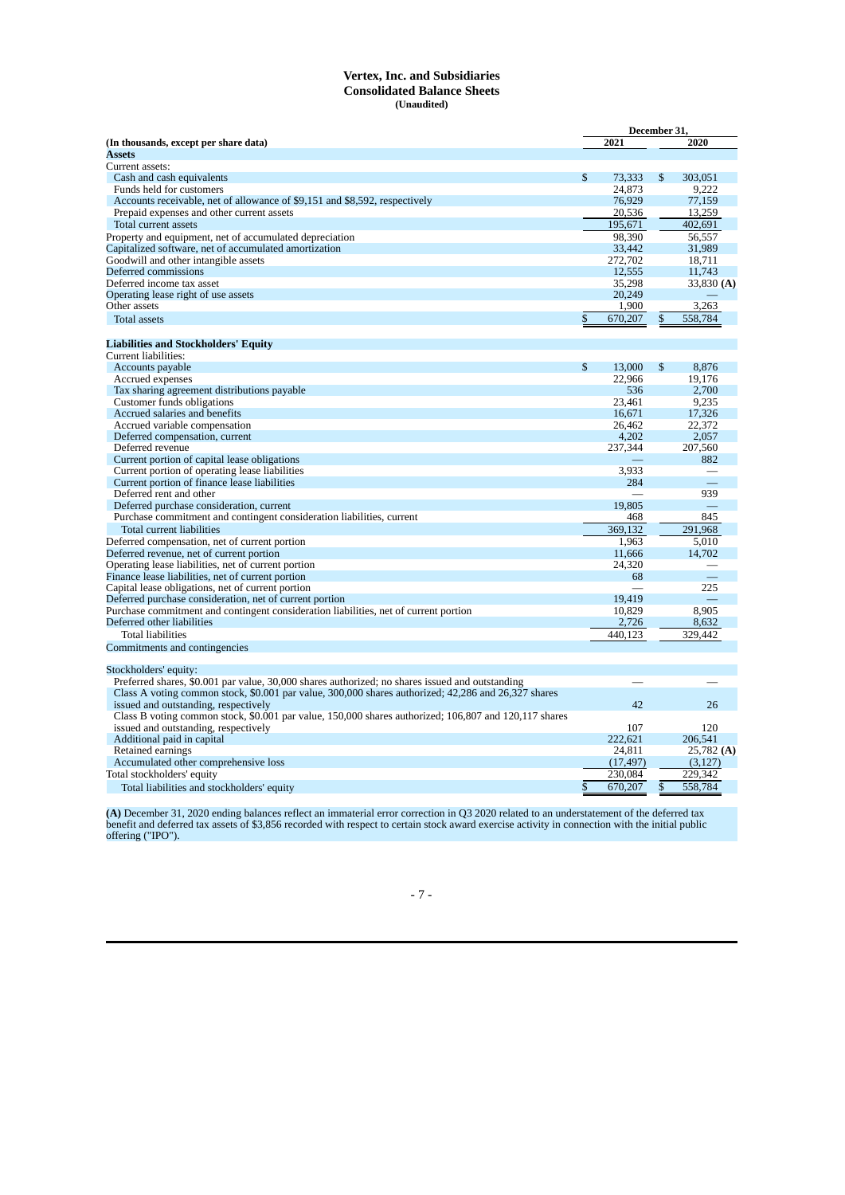**Vertex, Inc. and Subsidiaries**
**Consolidated Balance Sheets**
**(Unaudited)**

| (In thousands, except per share data) | December 31, 2021 | December 31, 2020 |
|---|---|---|
| **Assets** | | |
| Current assets: | | |
| Cash and cash equivalents | $ 73,333 | $ 303,051 |
| Funds held for customers | 24,873 | 9,222 |
| Accounts receivable, net of allowance of $9,151 and $8,592, respectively | 76,929 | 77,159 |
| Prepaid expenses and other current assets | 20,536 | 13,259 |
| Total current assets | 195,671 | 402,691 |
| Property and equipment, net of accumulated depreciation | 98,390 | 56,557 |
| Capitalized software, net of accumulated amortization | 33,442 | 31,989 |
| Goodwill and other intangible assets | 272,702 | 18,711 |
| Deferred commissions | 12,555 | 11,743 |
| Deferred income tax asset | 35,298 | 33,830 **(A)** |
| Operating lease right of use assets | 20,249 | — |
| Other assets | 1,900 | 3,263 |
| Total assets | $ 670,207 | $ 558,784 |
| | | |
| **Liabilities and Stockholders' Equity** | | |
| Current liabilities: | | |
| Accounts payable | $ 13,000 | $ 8,876 |
| Accrued expenses | 22,966 | 19,176 |
| Tax sharing agreement distributions payable | 536 | 2,700 |
| Customer funds obligations | 23,461 | 9,235 |
| Accrued salaries and benefits | 16,671 | 17,326 |
| Accrued variable compensation | 26,462 | 22,372 |
| Deferred compensation, current | 4,202 | 2,057 |
| Deferred revenue | 237,344 | 207,560 |
| Current portion of capital lease obligations | — | 882 |
| Current portion of operating lease liabilities | 3,933 | — |
| Current portion of finance lease liabilities | 284 | — |
| Deferred rent and other | — | 939 |
| Deferred purchase consideration, current | 19,805 | — |
| Purchase commitment and contingent consideration liabilities, current | 468 | 845 |
| Total current liabilities | 369,132 | 291,968 |
| Deferred compensation, net of current portion | 1,963 | 5,010 |
| Deferred revenue, net of current portion | 11,666 | 14,702 |
| Operating lease liabilities, net of current portion | 24,320 | — |
| Finance lease liabilities, net of current portion | 68 | — |
| Capital lease obligations, net of current portion | — | 225 |
| Deferred purchase consideration, net of current portion | 19,419 | — |
| Purchase commitment and contingent consideration liabilities, net of current portion | 10,829 | 8,905 |
| Deferred other liabilities | 2,726 | 8,632 |
| Total liabilities | 440,123 | 329,442 |
| Commitments and contingencies | | |
| | | |
| Stockholders' equity: | | |
| Preferred shares, $0.001 par value, 30,000 shares authorized; no shares issued and outstanding | — | — |
| Class A voting common stock, $0.001 par value, 300,000 shares authorized; 42,286 and 26,327 shares issued and outstanding, respectively | 42 | 26 |
| Class B voting common stock, $0.001 par value, 150,000 shares authorized; 106,807 and 120,117 shares issued and outstanding, respectively | 107 | 120 |
| Additional paid in capital | 222,621 | 206,541 |
| Retained earnings | 24,811 | 25,782 **(A)** |
| Accumulated other comprehensive loss | (17,497) | (3,127) |
| Total stockholders' equity | 230,084 | 229,342 |
| Total liabilities and stockholders' equity | $ 670,207 | $ 558,784 |

**(A)** December 31, 2020 ending balances reflect an immaterial error correction in Q3 2020 related to an understatement of the deferred tax benefit and deferred tax assets of $3,856 recorded with respect to certain stock award exercise activity in connection with the initial public offering ("IPO").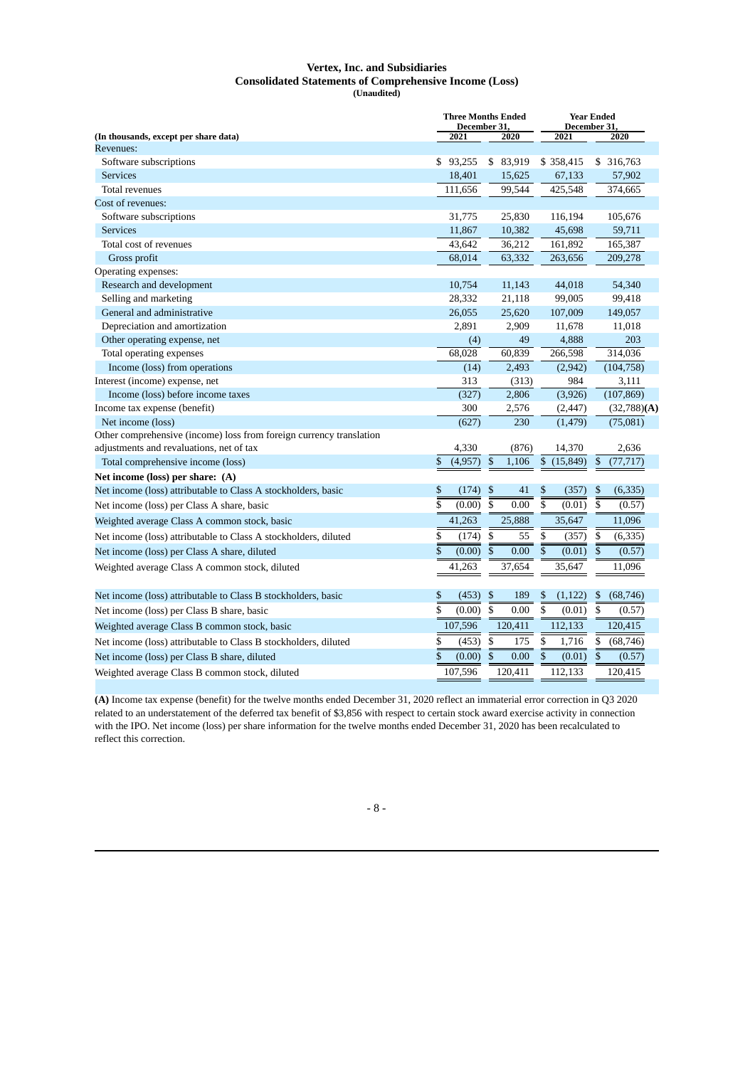**Vertex, Inc. and Subsidiaries**
**Consolidated Statements of Comprehensive Income (Loss)**
**(Unaudited)**

| (In thousands, except per share data) | Three Months Ended December 31, 2021 | Three Months Ended December 31, 2020 | Year Ended December 31, 2021 | Year Ended December 31, 2020 |
|---|---|---|---|---|
| Revenues: | | | | |
| Software subscriptions | $ 93,255 | $ 83,919 | $ 358,415 | $ 316,763 |
| Services | 18,401 | 15,625 | 67,133 | 57,902 |
| Total revenues | 111,656 | 99,544 | 425,548 | 374,665 |
| Cost of revenues: | | | | |
| Software subscriptions | 31,775 | 25,830 | 116,194 | 105,676 |
| Services | 11,867 | 10,382 | 45,698 | 59,711 |
| Total cost of revenues | 43,642 | 36,212 | 161,892 | 165,387 |
| Gross profit | 68,014 | 63,332 | 263,656 | 209,278 |
| Operating expenses: | | | | |
| Research and development | 10,754 | 11,143 | 44,018 | 54,340 |
| Selling and marketing | 28,332 | 21,118 | 99,005 | 99,418 |
| General and administrative | 26,055 | 25,620 | 107,009 | 149,057 |
| Depreciation and amortization | 2,891 | 2,909 | 11,678 | 11,018 |
| Other operating expense, net | (4) | 49 | 4,888 | 203 |
| Total operating expenses | 68,028 | 60,839 | 266,598 | 314,036 |
| Income (loss) from operations | (14) | 2,493 | (2,942) | (104,758) |
| Interest (income) expense, net | 313 | (313) | 984 | 3,111 |
| Income (loss) before income taxes | (327) | 2,806 | (3,926) | (107,869) |
| Income tax expense (benefit) | 300 | 2,576 | (2,447) | (32,788)**(A)** |
| Net income (loss) | (627) | 230 | (1,479) | (75,081) |
| Other comprehensive (income) loss from foreign currency translation adjustments and revaluations, net of tax | 4,330 | (876) | 14,370 | 2,636 |
| Total comprehensive income (loss) | $ (4,957) | $ 1,106 | $ (15,849) | $ (77,717) |
| **Net income (loss) per share: (A)** | | | | |
| Net income (loss) attributable to Class A stockholders, basic | $ (174) | $ 41 | $ (357) | $ (6,335) |
| Net income (loss) per Class A share, basic | $ (0.00) | $ 0.00 | $ (0.01) | $ (0.57) |
| Weighted average Class A common stock, basic | 41,263 | 25,888 | 35,647 | 11,096 |
| Net income (loss) attributable to Class A stockholders, diluted | $ (174) | $ 55 | $ (357) | $ (6,335) |
| Net income (loss) per Class A share, diluted | $ (0.00) | $ 0.00 | $ (0.01) | $ (0.57) |
| Weighted average Class A common stock, diluted | 41,263 | 37,654 | 35,647 | 11,096 |
| Net income (loss) attributable to Class B stockholders, basic | $ (453) | $ 189 | $ (1,122) | $ (68,746) |
| Net income (loss) per Class B share, basic | $ (0.00) | $ 0.00 | $ (0.01) | $ (0.57) |
| Weighted average Class B common stock, basic | 107,596 | 120,411 | 112,133 | 120,415 |
| Net income (loss) attributable to Class B stockholders, diluted | $ (453) | $ 175 | $ 1,716 | $ (68,746) |
| Net income (loss) per Class B share, diluted | $ (0.00) | $ 0.00 | $ (0.01) | $ (0.57) |
| Weighted average Class B common stock, diluted | 107,596 | 120,411 | 112,133 | 120,415 |

**(A)** Income tax expense (benefit) for the twelve months ended December 31, 2020 reflect an immaterial error correction in Q3 2020 related to an understatement of the deferred tax benefit of $3,856 with respect to certain stock award exercise activity in connection with the IPO. Net income (loss) per share information for the twelve months ended December 31, 2020 has been recalculated to reflect this correction.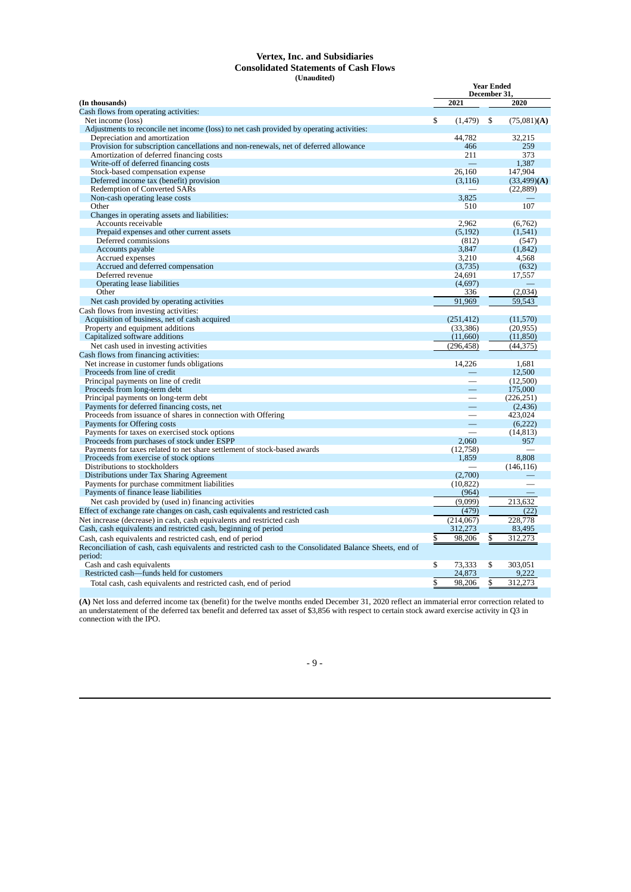# Vertex, Inc. and Subsidiaries
## Consolidated Statements of Cash Flows
**(Unaudited)**

| (In thousands) | Year Ended December 31, 2021 | Year Ended December 31, 2020 |
|---|---|---|
| Cash flows from operating activities: | | |
| Net income (loss) | $ (1,479) | $ (75,081)**(A)** |
| Adjustments to reconcile net income (loss) to net cash provided by operating activities: | | |
| Depreciation and amortization | 44,782 | 32,215 |
| Provision for subscription cancellations and non-renewals, net of deferred allowance | 466 | 259 |
| Amortization of deferred financing costs | 211 | 373 |
| Write-off of deferred financing costs | — | 1,387 |
| Stock-based compensation expense | 26,160 | 147,904 |
| Deferred income tax (benefit) provision | (3,116) | (33,499)**(A)** |
| Redemption of Converted SARs | — | (22,889) |
| Non-cash operating lease costs | 3,825 | — |
| Other | 510 | 107 |
| Changes in operating assets and liabilities: | | |
| Accounts receivable | 2,962 | (6,762) |
| Prepaid expenses and other current assets | (5,192) | (1,541) |
| Deferred commissions | (812) | (547) |
| Accounts payable | 3,847 | (1,842) |
| Accrued expenses | 3,210 | 4,568 |
| Accrued and deferred compensation | (3,735) | (632) |
| Deferred revenue | 24,691 | 17,557 |
| Operating lease liabilities | (4,697) | — |
| Other | 336 | (2,034) |
| Net cash provided by operating activities | 91,969 | 59,543 |
| Cash flows from investing activities: | | |
| Acquisition of business, net of cash acquired | (251,412) | (11,570) |
| Property and equipment additions | (33,386) | (20,955) |
| Capitalized software additions | (11,660) | (11,850) |
| Net cash used in investing activities | (296,458) | (44,375) |
| Cash flows from financing activities: | | |
| Net increase in customer funds obligations | 14,226 | 1,681 |
| Proceeds from line of credit | — | 12,500 |
| Principal payments on line of credit | — | (12,500) |
| Proceeds from long-term debt | — | 175,000 |
| Principal payments on long-term debt | — | (226,251) |
| Payments for deferred financing costs, net | — | (2,436) |
| Proceeds from issuance of shares in connection with Offering | — | 423,024 |
| Payments for Offering costs | — | (6,222) |
| Payments for taxes on exercised stock options | — | (14,813) |
| Proceeds from purchases of stock under ESPP | 2,060 | 957 |
| Payments for taxes related to net share settlement of stock-based awards | (12,758) | — |
| Proceeds from exercise of stock options | 1,859 | 8,808 |
| Distributions to stockholders | — | (146,116) |
| Distributions under Tax Sharing Agreement | (2,700) | — |
| Payments for purchase commitment liabilities | (10,822) | — |
| Payments of finance lease liabilities | (964) | — |
| Net cash provided by (used in) financing activities | (9,099) | 213,632 |
| Effect of exchange rate changes on cash, cash equivalents and restricted cash | (479) | (22) |
| Net increase (decrease) in cash, cash equivalents and restricted cash | (214,067) | 228,778 |
| Cash, cash equivalents and restricted cash, beginning of period | 312,273 | 83,495 |
| Cash, cash equivalents and restricted cash, end of period | $ 98,206 | $ 312,273 |
| Reconciliation of cash, cash equivalents and restricted cash to the Consolidated Balance Sheets, end of period: | | |
| Cash and cash equivalents | $ 73,333 | $ 303,051 |
| Restricted cash—funds held for customers | 24,873 | 9,222 |
| Total cash, cash equivalents and restricted cash, end of period | $ 98,206 | $ 312,273 |

**(A)** Net loss and deferred income tax (benefit) for the twelve months ended December 31, 2020 reflect an immaterial error correction related to an understatement of the deferred tax benefit and deferred tax asset of $3,856 with respect to certain stock award exercise activity in Q3 in connection with the IPO.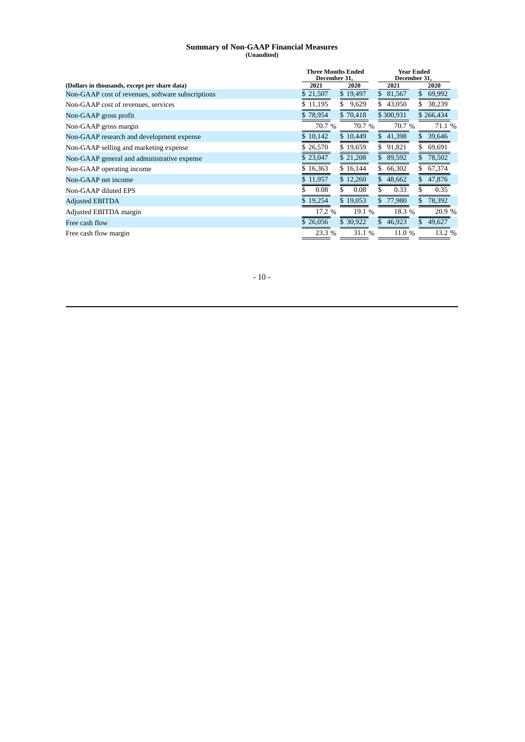## Summary of Non-GAAP Financial Measures

**(Unaudited)**

| (Dollars in thousands, except per share data) | Three Months Ended December 31, 2021 | Three Months Ended December 31, 2020 | Year Ended December 31, 2021 | Year Ended December 31, 2020 |
|---|---|---|---|---|
| Non-GAAP cost of revenues, software subscriptions | $ 21,507 | $ 19,497 | $ 81,567 | $ 69,992 |
| Non-GAAP cost of revenues, services | $ 11,195 | $ 9,629 | $ 43,050 | $ 38,239 |
| Non-GAAP gross profit | $ 78,954 | $ 70,418 | $ 300,931 | $ 266,434 |
| Non-GAAP gross margin | 70.7 % | 70.7 % | 70.7 % | 71.1 % |
| Non-GAAP research and development expense | $ 10,142 | $ 10,449 | $ 41,398 | $ 39,646 |
| Non-GAAP selling and marketing expense | $ 26,570 | $ 19,659 | $ 91,821 | $ 69,691 |
| Non-GAAP general and administrative expense | $ 23,047 | $ 21,208 | $ 89,592 | $ 78,502 |
| Non-GAAP operating income | $ 16,363 | $ 16,144 | $ 66,302 | $ 67,374 |
| Non-GAAP net income | $ 11,957 | $ 12,260 | $ 48,662 | $ 47,876 |
| Non-GAAP diluted EPS | $ 0.08 | $ 0.08 | $ 0.33 | $ 0.35 |
| Adjusted EBITDA | $ 19,254 | $ 19,053 | $ 77,980 | $ 78,392 |
| Adjusted EBITDA margin | 17.2 % | 19.1 % | 18.3 % | 20.9 % |
| Free cash flow | $ 26,056 | $ 30,922 | $ 46,923 | $ 49,627 |
| Free cash flow margin | 23.3 % | 31.1 % | 11.0 % | 13.2 % |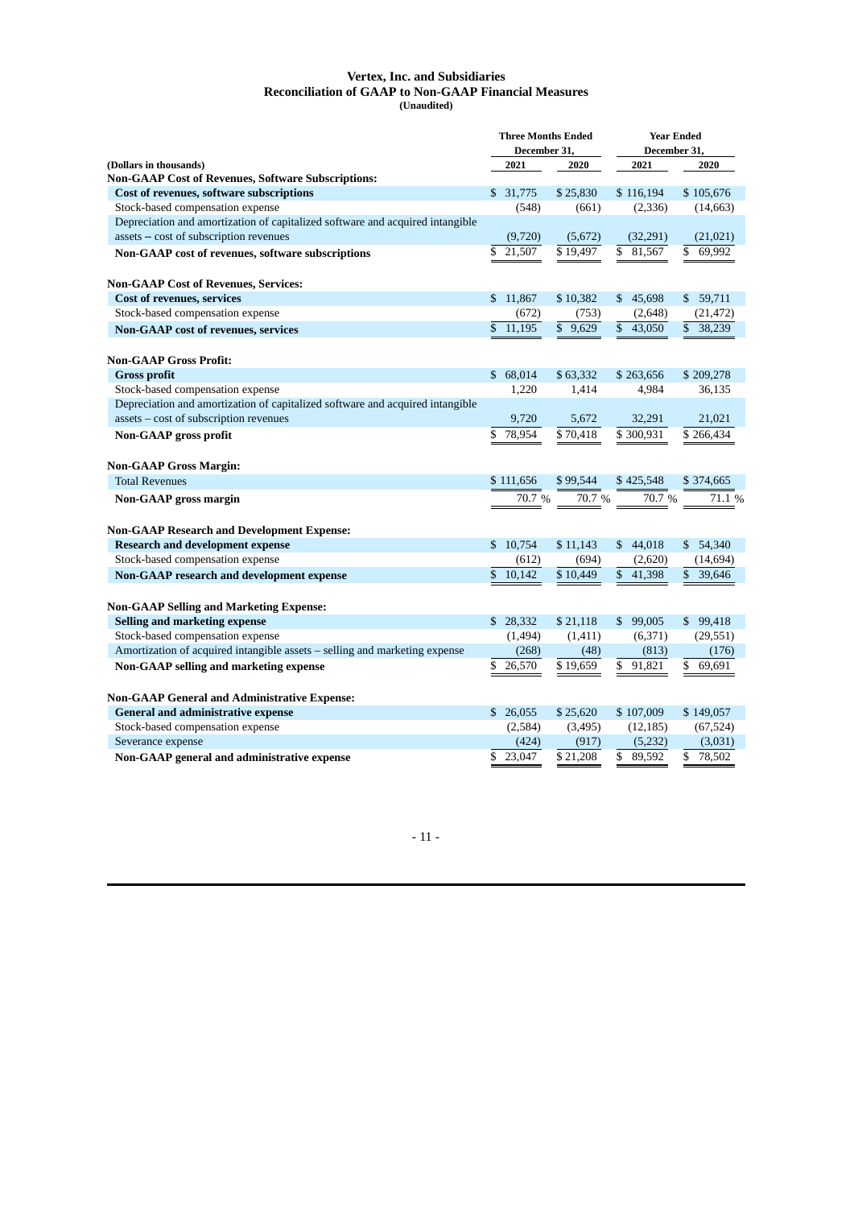**Vertex, Inc. and Subsidiaries**
**Reconciliation of GAAP to Non-GAAP Financial Measures**
**(Unaudited)**

| (Dollars in thousands) | Three Months Ended December 31, 2021 | Three Months Ended December 31, 2020 | Year Ended December 31, 2021 | Year Ended December 31, 2020 |
|---|---|---|---|---|
| **Non-GAAP Cost of Revenues, Software Subscriptions:** | | | | |
| **Cost of revenues, software subscriptions** | $ 31,775 | $ 25,830 | $ 116,194 | $ 105,676 |
| Stock-based compensation expense | (548) | (661) | (2,336) | (14,663) |
| Depreciation and amortization of capitalized software and acquired intangible assets – cost of subscription revenues | (9,720) | (5,672) | (32,291) | (21,021) |
| **Non-GAAP cost of revenues, software subscriptions** | $ 21,507 | $ 19,497 | $ 81,567 | $ 69,992 |
| | | | | |
| **Non-GAAP Cost of Revenues, Services:** | | | | |
| **Cost of revenues, services** | $ 11,867 | $ 10,382 | $ 45,698 | $ 59,711 |
| Stock-based compensation expense | (672) | (753) | (2,648) | (21,472) |
| **Non-GAAP cost of revenues, services** | $ 11,195 | $ 9,629 | $ 43,050 | $ 38,239 |
| | | | | |
| **Non-GAAP Gross Profit:** | | | | |
| **Gross profit** | $ 68,014 | $ 63,332 | $ 263,656 | $ 209,278 |
| Stock-based compensation expense | 1,220 | 1,414 | 4,984 | 36,135 |
| Depreciation and amortization of capitalized software and acquired intangible assets – cost of subscription revenues | 9,720 | 5,672 | 32,291 | 21,021 |
| **Non-GAAP gross profit** | $ 78,954 | $ 70,418 | $ 300,931 | $ 266,434 |
| | | | | |
| **Non-GAAP Gross Margin:** | | | | |
| Total Revenues | $ 111,656 | $ 99,544 | $ 425,548 | $ 374,665 |
| **Non-GAAP gross margin** | 70.7 % | 70.7 % | 70.7 % | 71.1 % |
| | | | | |
| **Non-GAAP Research and Development Expense:** | | | | |
| **Research and development expense** | $ 10,754 | $ 11,143 | $ 44,018 | $ 54,340 |
| Stock-based compensation expense | (612) | (694) | (2,620) | (14,694) |
| **Non-GAAP research and development expense** | $ 10,142 | $ 10,449 | $ 41,398 | $ 39,646 |
| | | | | |
| **Non-GAAP Selling and Marketing Expense:** | | | | |
| **Selling and marketing expense** | $ 28,332 | $ 21,118 | $ 99,005 | $ 99,418 |
| Stock-based compensation expense | (1,494) | (1,411) | (6,371) | (29,551) |
| Amortization of acquired intangible assets – selling and marketing expense | (268) | (48) | (813) | (176) |
| **Non-GAAP selling and marketing expense** | $ 26,570 | $ 19,659 | $ 91,821 | $ 69,691 |
| | | | | |
| **Non-GAAP General and Administrative Expense:** | | | | |
| **General and administrative expense** | $ 26,055 | $ 25,620 | $ 107,009 | $ 149,057 |
| Stock-based compensation expense | (2,584) | (3,495) | (12,185) | (67,524) |
| Severance expense | (424) | (917) | (5,232) | (3,031) |
| **Non-GAAP general and administrative expense** | $ 23,047 | $ 21,208 | $ 89,592 | $ 78,502 |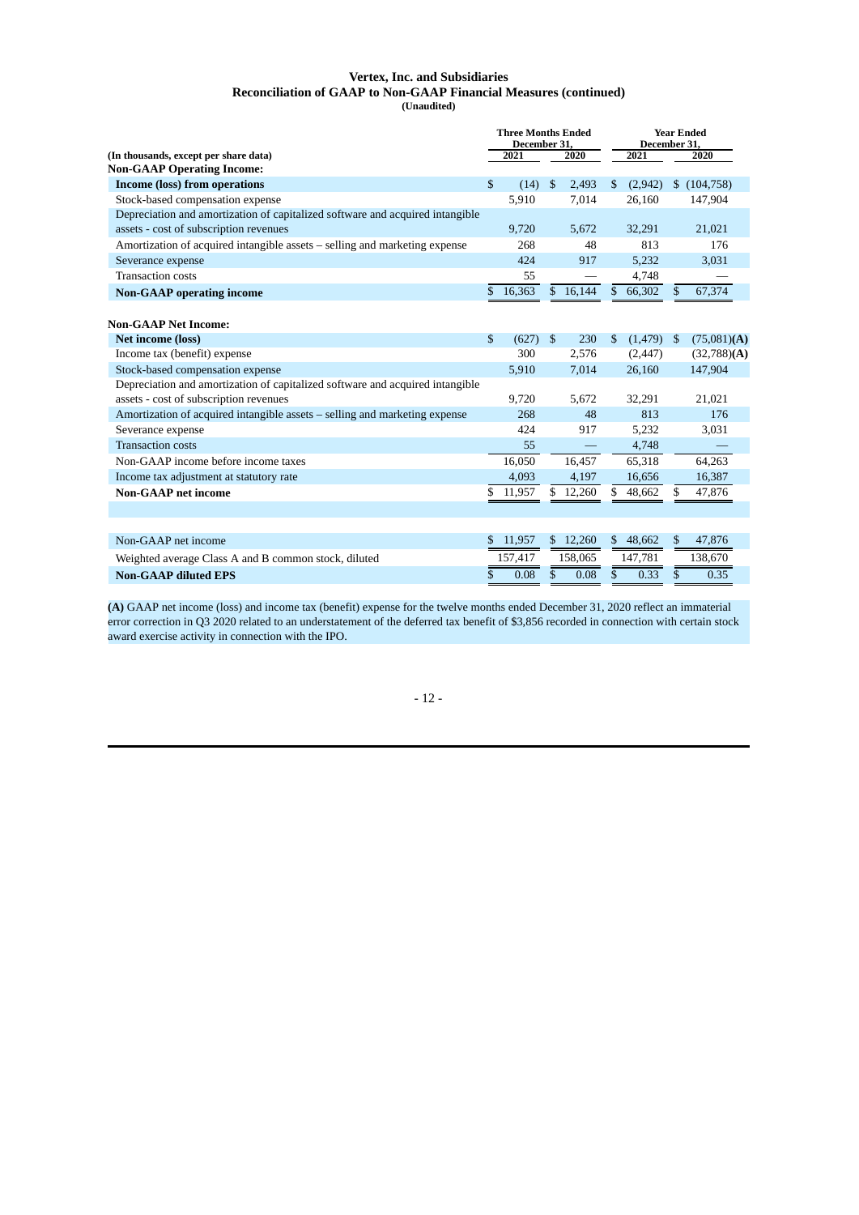**Vertex, Inc. and Subsidiaries**
**Reconciliation of GAAP to Non-GAAP Financial Measures (continued)**
**(Unaudited)**

| (In thousands, except per share data) | Three Months Ended December 31, 2021 | Three Months Ended December 31, 2020 | Year Ended December 31, 2021 | Year Ended December 31, 2020 |
|---|---|---|---|---|
| **Non-GAAP Operating Income:** | | | | |
| **Income (loss) from operations** | $ (14) | $ 2,493 | $ (2,942) | $ (104,758) |
| Stock-based compensation expense | 5,910 | 7,014 | 26,160 | 147,904 |
| Depreciation and amortization of capitalized software and acquired intangible assets - cost of subscription revenues | 9,720 | 5,672 | 32,291 | 21,021 |
| Amortization of acquired intangible assets – selling and marketing expense | 268 | 48 | 813 | 176 |
| Severance expense | 424 | 917 | 5,232 | 3,031 |
| Transaction costs | 55 | — | 4,748 | — |
| **Non-GAAP operating income** | $ 16,363 | $ 16,144 | $ 66,302 | $ 67,374 |
| | | | | |
| **Non-GAAP Net Income:** | | | | |
| **Net income (loss)** | $ (627) | $ 230 | $ (1,479) | $ (75,081)**(A)** |
| Income tax (benefit) expense | 300 | 2,576 | (2,447) | (32,788)**(A)** |
| Stock-based compensation expense | 5,910 | 7,014 | 26,160 | 147,904 |
| Depreciation and amortization of capitalized software and acquired intangible assets - cost of subscription revenues | 9,720 | 5,672 | 32,291 | 21,021 |
| Amortization of acquired intangible assets – selling and marketing expense | 268 | 48 | 813 | 176 |
| Severance expense | 424 | 917 | 5,232 | 3,031 |
| Transaction costs | 55 | — | 4,748 | — |
| Non-GAAP income before income taxes | 16,050 | 16,457 | 65,318 | 64,263 |
| Income tax adjustment at statutory rate | 4,093 | 4,197 | 16,656 | 16,387 |
| **Non-GAAP net income** | $ 11,957 | $ 12,260 | $ 48,662 | $ 47,876 |
| | | | | |
| Non-GAAP net income | $ 11,957 | $ 12,260 | $ 48,662 | $ 47,876 |
| Weighted average Class A and B common stock, diluted | 157,417 | 158,065 | 147,781 | 138,670 |
| **Non-GAAP diluted EPS** | $ 0.08 | $ 0.08 | $ 0.33 | $ 0.35 |

**(A)** GAAP net income (loss) and income tax (benefit) expense for the twelve months ended December 31, 2020 reflect an immaterial error correction in Q3 2020 related to an understatement of the deferred tax benefit of $3,856 recorded in connection with certain stock award exercise activity in connection with the IPO.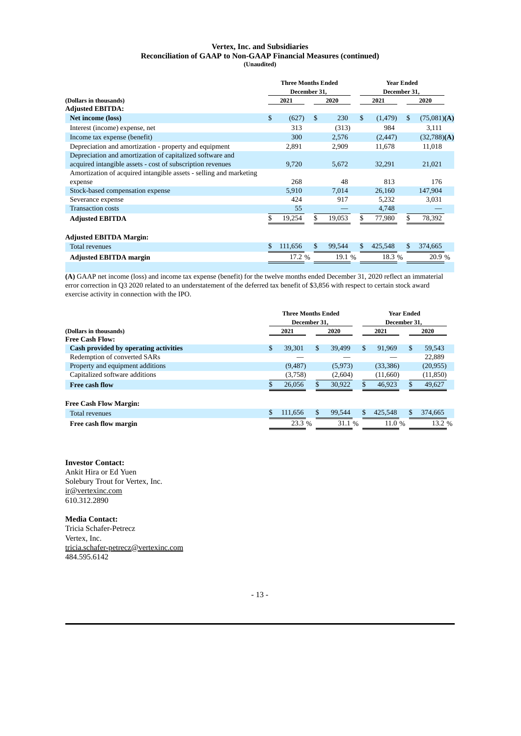**Vertex, Inc. and Subsidiaries**
**Reconciliation of GAAP to Non-GAAP Financial Measures (continued)**
**(Unaudited)**

| (Dollars in thousands) | Three Months Ended December 31, 2021 | Three Months Ended December 31, 2020 | Year Ended December 31, 2021 | Year Ended December 31, 2020 |
|---|---|---|---|---|
| **Adjusted EBITDA:** | | | | |
| **Net income (loss)** | $ (627) | $ 230 | $ (1,479) | $ (75,081)**(A)** |
| Interest (income) expense, net | 313 | (313) | 984 | 3,111 |
| Income tax expense (benefit) | 300 | 2,576 | (2,447) | (32,788)**(A)** |
| Depreciation and amortization - property and equipment | 2,891 | 2,909 | 11,678 | 11,018 |
| Depreciation and amortization of capitalized software and acquired intangible assets - cost of subscription revenues | 9,720 | 5,672 | 32,291 | 21,021 |
| Amortization of acquired intangible assets - selling and marketing expense | 268 | 48 | 813 | 176 |
| Stock-based compensation expense | 5,910 | 7,014 | 26,160 | 147,904 |
| Severance expense | 424 | 917 | 5,232 | 3,031 |
| Transaction costs | 55 | — | 4,748 | — |
| **Adjusted EBITDA** | $ 19,254 | $ 19,053 | $ 77,980 | $ 78,392 |
| **Adjusted EBITDA Margin:** | | | | |
| Total revenues | $ 111,656 | $ 99,544 | $ 425,548 | $ 374,665 |
| **Adjusted EBITDA margin** | 17.2 % | 19.1 % | 18.3 % | 20.9 % |

**(A)** GAAP net income (loss) and income tax expense (benefit) for the twelve months ended December 31, 2020 reflect an immaterial error correction in Q3 2020 related to an understatement of the deferred tax benefit of $3,856 with respect to certain stock award exercise activity in connection with the IPO.

| (Dollars in thousands) | Three Months Ended December 31, 2021 | Three Months Ended December 31, 2020 | Year Ended December 31, 2021 | Year Ended December 31, 2020 |
|---|---|---|---|---|
| **Free Cash Flow:** | | | | |
| **Cash provided by operating activities** | $ 39,301 | $ 39,499 | $ 91,969 | $ 59,543 |
| Redemption of converted SARs | — | — | — | 22,889 |
| Property and equipment additions | (9,487) | (5,973) | (33,386) | (20,955) |
| Capitalized software additions | (3,758) | (2,604) | (11,660) | (11,850) |
| **Free cash flow** | $ 26,056 | $ 30,922 | $ 46,923 | $ 49,627 |
| **Free Cash Flow Margin:** | | | | |
| Total revenues | $ 111,656 | $ 99,544 | $ 425,548 | $ 374,665 |
| **Free cash flow margin** | 23.3 % | 31.1 % | 11.0 % | 13.2 % |

**Investor Contact:**
Ankit Hira or Ed Yuen
Solebury Trout for Vertex, Inc.
ir@vertexinc.com
610.312.2890

**Media Contact:**
Tricia Schafer-Petrecz
Vertex, Inc.
tricia.schafer-petrecz@vertexinc.com
484.595.6142